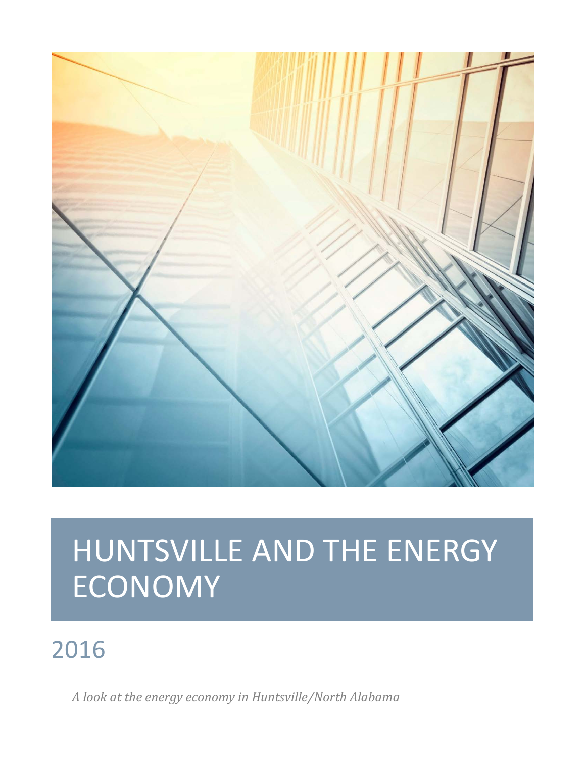# HUNTSVILLE AND THE ENERGY ECONOMY

## 2016

*A look at the energy economy in Huntsville/North Alabama*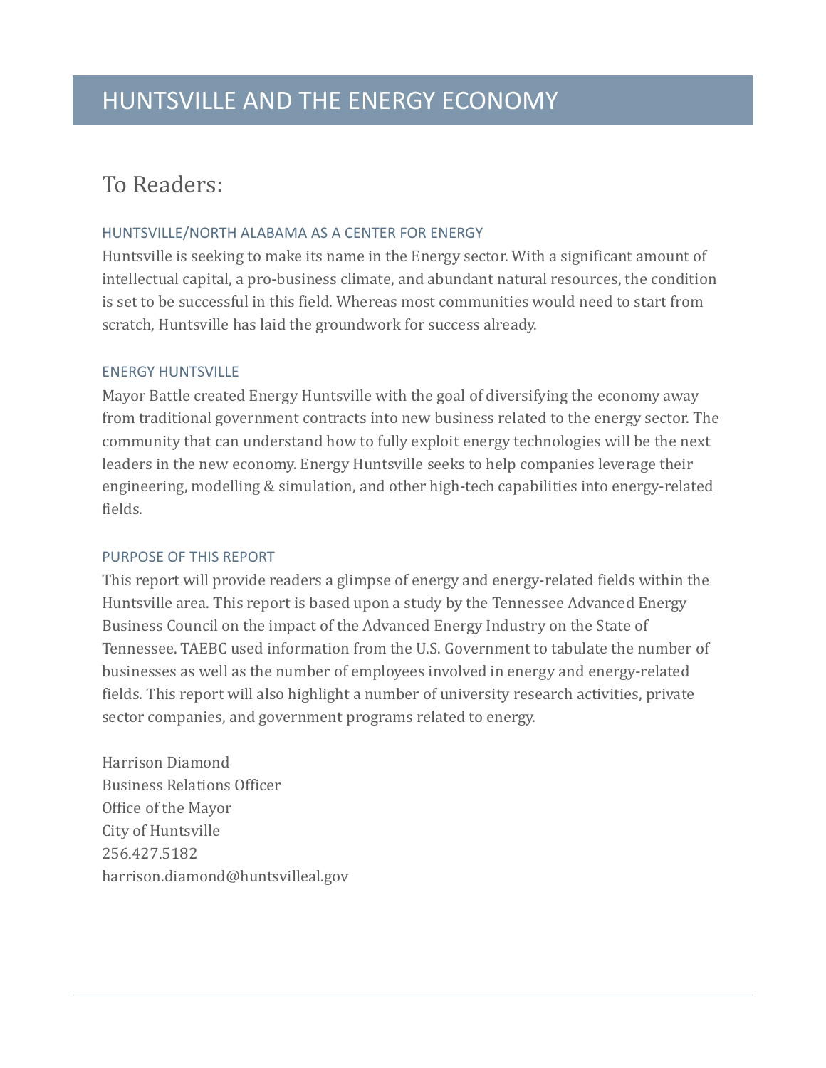# HUNTSVILLE AND THE ENERGY ECONOMY

## To Readers:

### HUNTSVILLE/NORTH ALABAMA AS A CENTER FOR ENERGY

Huntsville is seeking to make its name in the Energy sector. With a significant amount of intellectual capital, a pro-business climate, and abundant natural resources, the condition is set to be successful in this field. Whereas most communities would need to start from scratch, Huntsville has laid the groundwork for success already.

### ENERGY HUNTSVILLE

Mayor Battle created Energy Huntsville with the goal of diversifying the economy away from traditional government contracts into new business related to the energy sector. The community that can understand how to fully exploit energy technologies will be the next leaders in the new economy. Energy Huntsville seeks to help companies leverage their engineering, modelling & simulation, and other high-tech capabilities into energy-related fields.

### PURPOSE OF THIS REPORT

This report will provide readers a glimpse of energy and energy-related fields within the Huntsville area. This report is based upon a study by the Tennessee Advanced Energy Business Council on the impact of the Advanced Energy Industry on the State of Tennessee. TAEBC used information from the U.S. Government to tabulate the number of businesses as well as the number of employees involved in energy and energy-related fields. This report will also highlight a number of university research activities, private sector companies, and government programs related to energy.

Harrison Diamond
Business Relations Officer
Office of the Mayor
City of Huntsville
256.427.5182
harrison.diamond@huntsvilleal.gov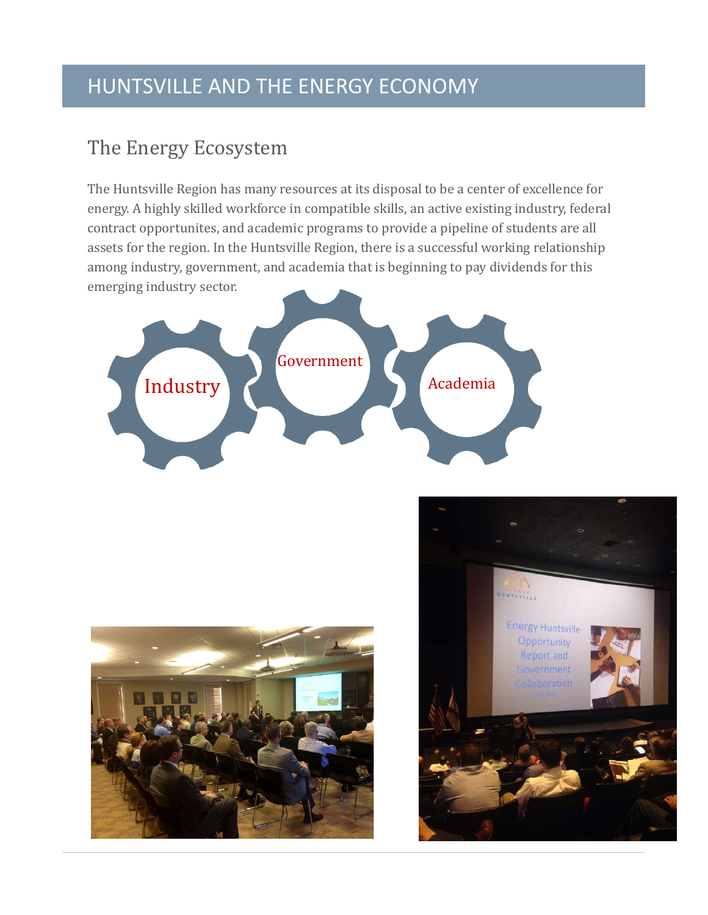# HUNTSVILLE AND THE ENERGY ECONOMY

## The Energy Ecosystem

The Huntsville Region has many resources at its disposal to be a center of excellence for energy. A highly skilled workforce in compatible skills, an active existing industry, federal contract opportunites, and academic programs to provide a pipeline of students are all assets for the region. In the Huntsville Region, there is a successful working relationship among industry, government, and academia that is beginning to pay dividends for this emerging industry sector.

Industry

Government

Academia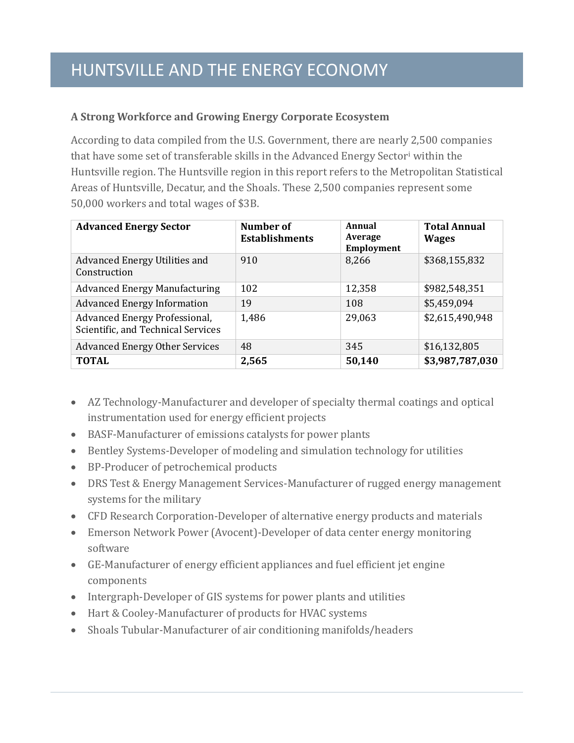# HUNTSVILLE AND THE ENERGY ECONOMY

### A Strong Workforce and Growing Energy Corporate Ecosystem

According to data compiled from the U.S. Government, there are nearly 2,500 companies that have some set of transferable skills in the Advanced Energy Sector[i] within the Huntsville region. The Huntsville region in this report refers to the Metropolitan Statistical Areas of Huntsville, Decatur, and the Shoals. These 2,500 companies represent some 50,000 workers and total wages of $3B.

| Advanced Energy Sector | Number of Establishments | Annual Average Employment | Total Annual Wages |
|---|---|---|---|
| Advanced Energy Utilities and Construction | 910 | 8,266 | $368,155,832 |
| Advanced Energy Manufacturing | 102 | 12,358 | $982,548,351 |
| Advanced Energy Information | 19 | 108 | $5,459,094 |
| Advanced Energy Professional, Scientific, and Technical Services | 1,486 | 29,063 | $2,615,490,948 |
| Advanced Energy Other Services | 48 | 345 | $16,132,805 |
| **TOTAL** | **2,565** | **50,140** | **$3,987,787,030** |

- AZ Technology-Manufacturer and developer of specialty thermal coatings and optical instrumentation used for energy efficient projects
- BASF-Manufacturer of emissions catalysts for power plants
- Bentley Systems-Developer of modeling and simulation technology for utilities
- BP-Producer of petrochemical products
- DRS Test & Energy Management Services-Manufacturer of rugged energy management systems for the military
- CFD Research Corporation-Developer of alternative energy products and materials
- Emerson Network Power (Avocent)-Developer of data center energy monitoring software
- GE-Manufacturer of energy efficient appliances and fuel efficient jet engine components
- Intergraph-Developer of GIS systems for power plants and utilities
- Hart & Cooley-Manufacturer of products for HVAC systems
- Shoals Tubular-Manufacturer of air conditioning manifolds/headers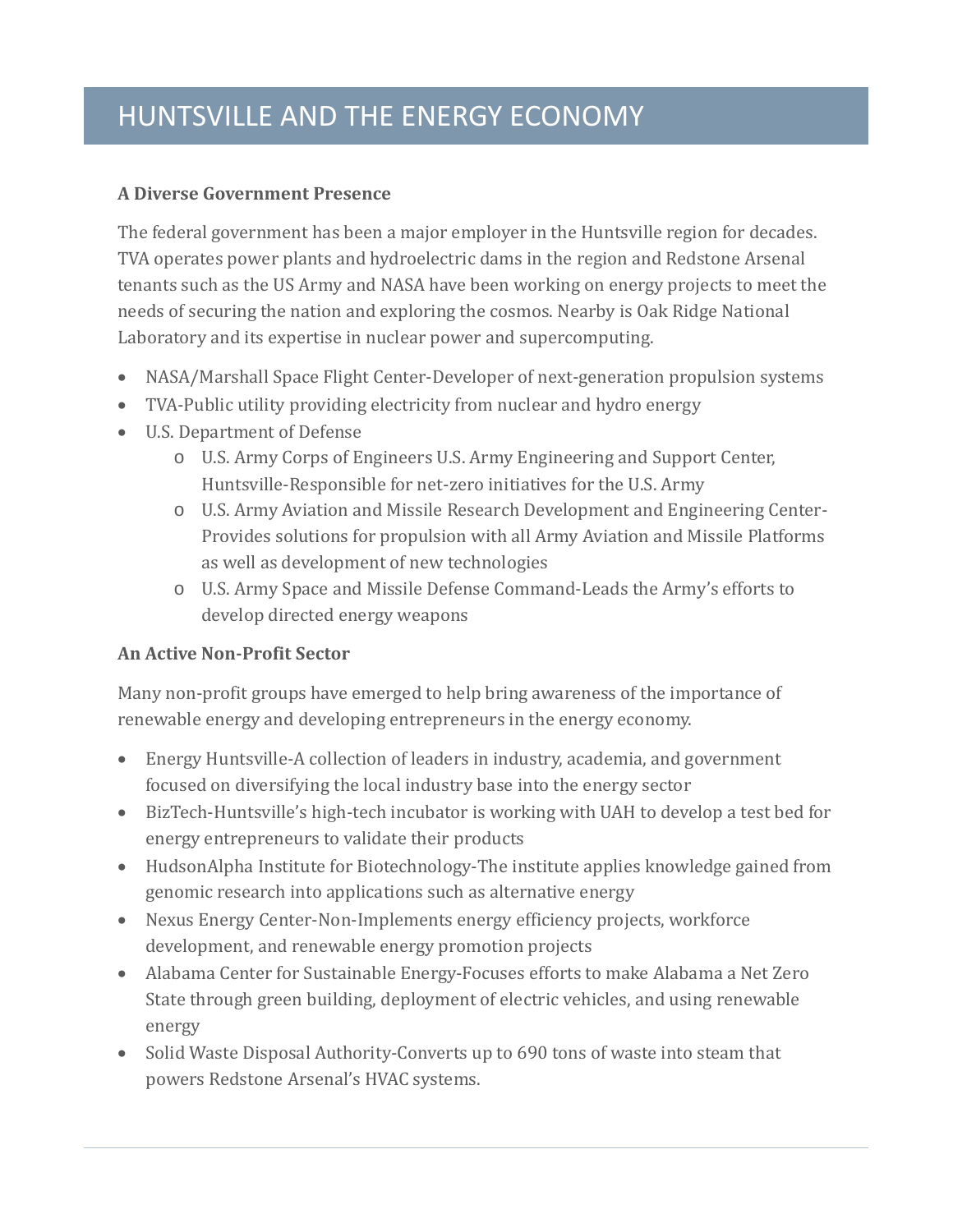# HUNTSVILLE AND THE ENERGY ECONOMY

**A Diverse Government Presence**

The federal government has been a major employer in the Huntsville region for decades. TVA operates power plants and hydroelectric dams in the region and Redstone Arsenal tenants such as the US Army and NASA have been working on energy projects to meet the needs of securing the nation and exploring the cosmos. Nearby is Oak Ridge National Laboratory and its expertise in nuclear power and supercomputing.

- NASA/Marshall Space Flight Center-Developer of next-generation propulsion systems
- TVA-Public utility providing electricity from nuclear and hydro energy
- U.S. Department of Defense
  - U.S. Army Corps of Engineers U.S. Army Engineering and Support Center, Huntsville-Responsible for net-zero initiatives for the U.S. Army
  - U.S. Army Aviation and Missile Research Development and Engineering Center-Provides solutions for propulsion with all Army Aviation and Missile Platforms as well as development of new technologies
  - U.S. Army Space and Missile Defense Command-Leads the Army's efforts to develop directed energy weapons

**An Active Non-Profit Sector**

Many non-profit groups have emerged to help bring awareness of the importance of renewable energy and developing entrepreneurs in the energy economy.

- Energy Huntsville-A collection of leaders in industry, academia, and government focused on diversifying the local industry base into the energy sector
- BizTech-Huntsville's high-tech incubator is working with UAH to develop a test bed for energy entrepreneurs to validate their products
- HudsonAlpha Institute for Biotechnology-The institute applies knowledge gained from genomic research into applications such as alternative energy
- Nexus Energy Center-Non-Implements energy efficiency projects, workforce development, and renewable energy promotion projects
- Alabama Center for Sustainable Energy-Focuses efforts to make Alabama a Net Zero State through green building, deployment of electric vehicles, and using renewable energy
- Solid Waste Disposal Authority-Converts up to 690 tons of waste into steam that powers Redstone Arsenal's HVAC systems.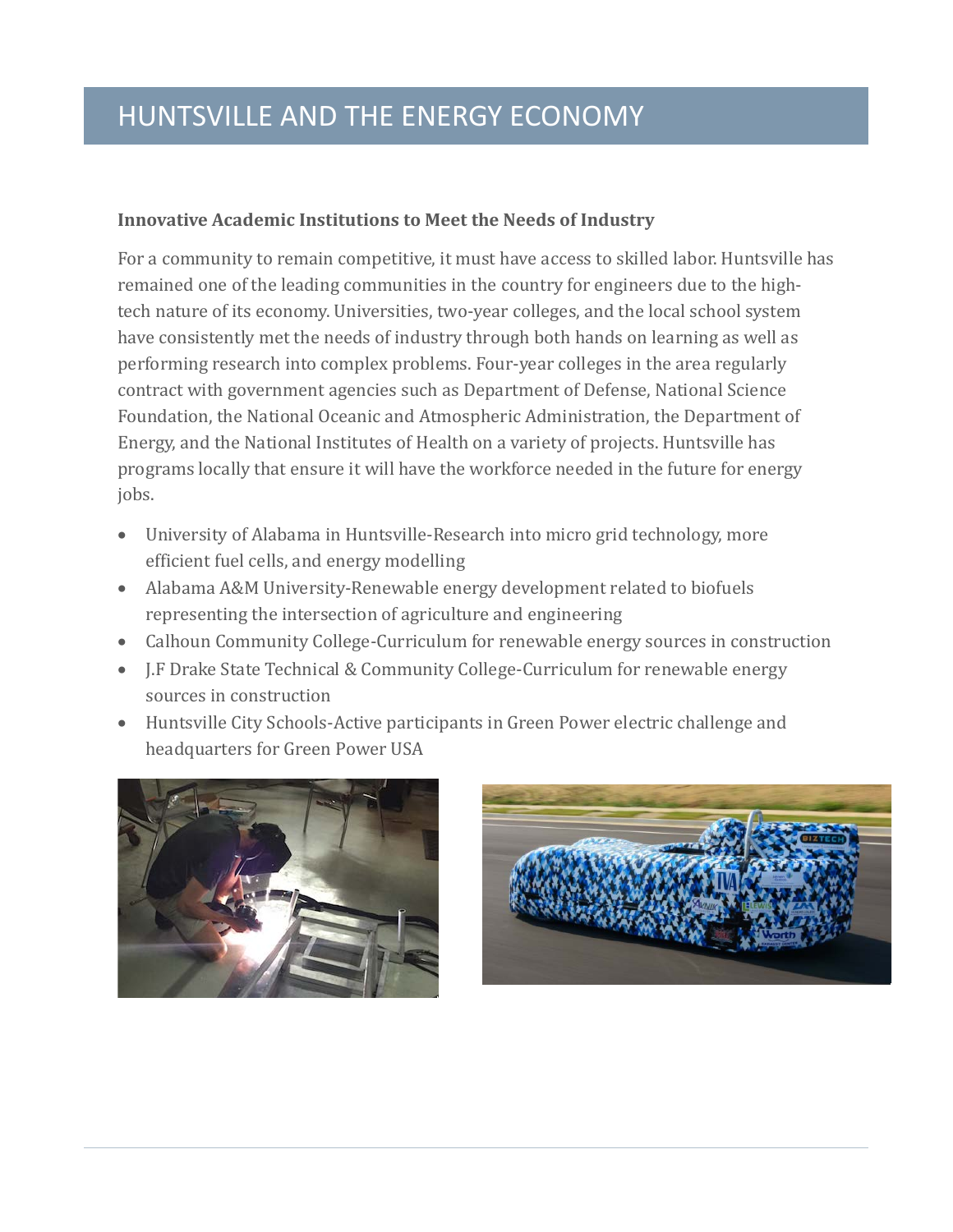# HUNTSVILLE AND THE ENERGY ECONOMY

**Innovative Academic Institutions to Meet the Needs of Industry**

For a community to remain competitive, it must have access to skilled labor. Huntsville has remained one of the leading communities in the country for engineers due to the high-tech nature of its economy. Universities, two-year colleges, and the local school system have consistently met the needs of industry through both hands on learning as well as performing research into complex problems. Four-year colleges in the area regularly contract with government agencies such as Department of Defense, National Science Foundation, the National Oceanic and Atmospheric Administration, the Department of Energy, and the National Institutes of Health on a variety of projects. Huntsville has programs locally that ensure it will have the workforce needed in the future for energy jobs.

- University of Alabama in Huntsville-Research into micro grid technology, more efficient fuel cells, and energy modelling
- Alabama A&M University-Renewable energy development related to biofuels representing the intersection of agriculture and engineering
- Calhoun Community College-Curriculum for renewable energy sources in construction
- J.F Drake State Technical & Community College-Curriculum for renewable energy sources in construction
- Huntsville City Schools-Active participants in Green Power electric challenge and headquarters for Green Power USA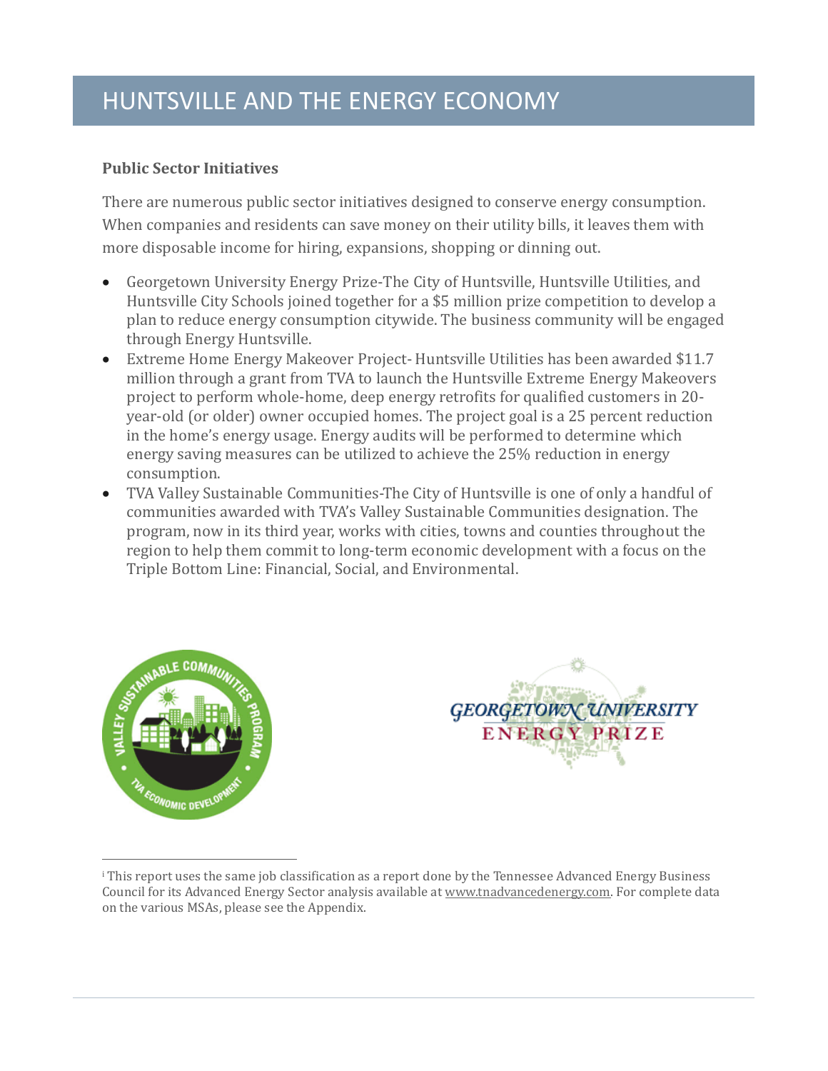# HUNTSVILLE AND THE ENERGY ECONOMY

**Public Sector Initiatives**

There are numerous public sector initiatives designed to conserve energy consumption. When companies and residents can save money on their utility bills, it leaves them with more disposable income for hiring, expansions, shopping or dining out.

- Georgetown University Energy Prize-The City of Huntsville, Huntsville Utilities, and Huntsville City Schools joined together for a $5 million prize competition to develop a plan to reduce energy consumption citywide. The business community will be engaged through Energy Huntsville.
- Extreme Home Energy Makeover Project- Huntsville Utilities has been awarded $11.7 million through a grant from TVA to launch the Huntsville Extreme Energy Makeovers project to perform whole-home, deep energy retrofits for qualified customers in 20-year-old (or older) owner occupied homes. The project goal is a 25 percent reduction in the home's energy usage. Energy audits will be performed to determine which energy saving measures can be utilized to achieve the 25% reduction in energy consumption.
- TVA Valley Sustainable Communities-The City of Huntsville is one of only a handful of communities awarded with TVA's Valley Sustainable Communities designation. The program, now in its third year, works with cities, towns and counties throughout the region to help them commit to long-term economic development with a focus on the Triple Bottom Line: Financial, Social, and Environmental.

[i] This report uses the same job classification as a report done by the Tennessee Advanced Energy Business Council for its Advanced Energy Sector analysis available at www.tnadvancedenergy.com. For complete data on the various MSAs, please see the Appendix.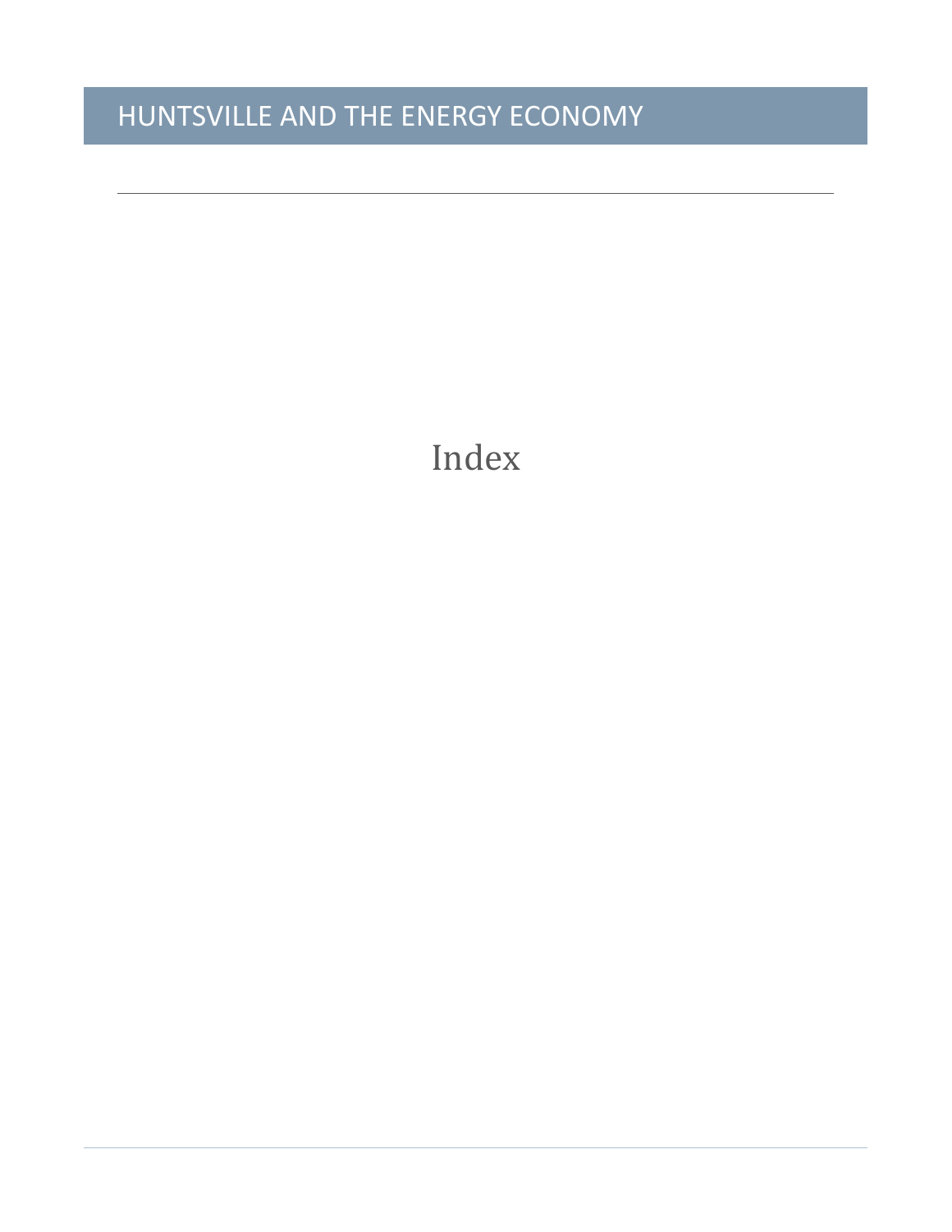# Index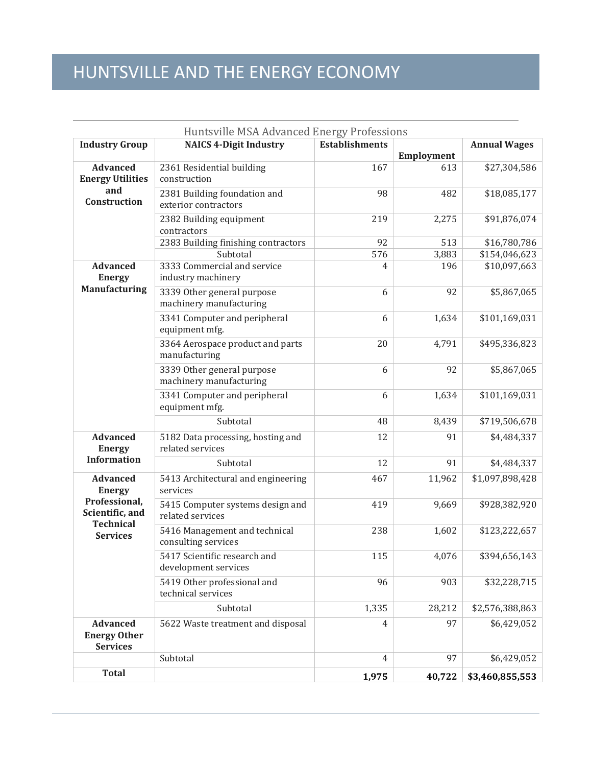# HUNTSVILLE AND THE ENERGY ECONOMY

Huntsville MSA Advanced Energy Professions

| Industry Group | NAICS 4-Digit Industry | Establishments | Employment | Annual Wages |
|---|---|---|---|---|
| **Advanced Energy Utilities and Construction** | 2361 Residential building construction | 167 | 613 | $27,304,586 |
| | 2381 Building foundation and exterior contractors | 98 | 482 | $18,085,177 |
| | 2382 Building equipment contractors | 219 | 2,275 | $91,876,074 |
| | 2383 Building finishing contractors | 92 | 513 | $16,780,786 |
| | Subtotal | 576 | 3,883 | $154,046,623 |
| **Advanced Energy Manufacturing** | 3333 Commercial and service industry machinery | 4 | 196 | $10,097,663 |
| | 3339 Other general purpose machinery manufacturing | 6 | 92 | $5,867,065 |
| | 3341 Computer and peripheral equipment mfg. | 6 | 1,634 | $101,169,031 |
| | 3364 Aerospace product and parts manufacturing | 20 | 4,791 | $495,336,823 |
| | 3339 Other general purpose machinery manufacturing | 6 | 92 | $5,867,065 |
| | 3341 Computer and peripheral equipment mfg. | 6 | 1,634 | $101,169,031 |
| | Subtotal | 48 | 8,439 | $719,506,678 |
| **Advanced Energy Information** | 5182 Data processing, hosting and related services | 12 | 91 | $4,484,337 |
| | Subtotal | 12 | 91 | $4,484,337 |
| **Advanced Energy Professional, Scientific, and Technical Services** | 5413 Architectural and engineering services | 467 | 11,962 | $1,097,898,428 |
| | 5415 Computer systems design and related services | 419 | 9,669 | $928,382,920 |
| | 5416 Management and technical consulting services | 238 | 1,602 | $123,222,657 |
| | 5417 Scientific research and development services | 115 | 4,076 | $394,656,143 |
| | 5419 Other professional and technical services | 96 | 903 | $32,228,715 |
| | Subtotal | 1,335 | 28,212 | $2,576,388,863 |
| **Advanced Energy Other Services** | 5622 Waste treatment and disposal | 4 | 97 | $6,429,052 |
| | Subtotal | 4 | 97 | $6,429,052 |
| **Total** | | **1,975** | **40,722** | **$3,460,855,553** |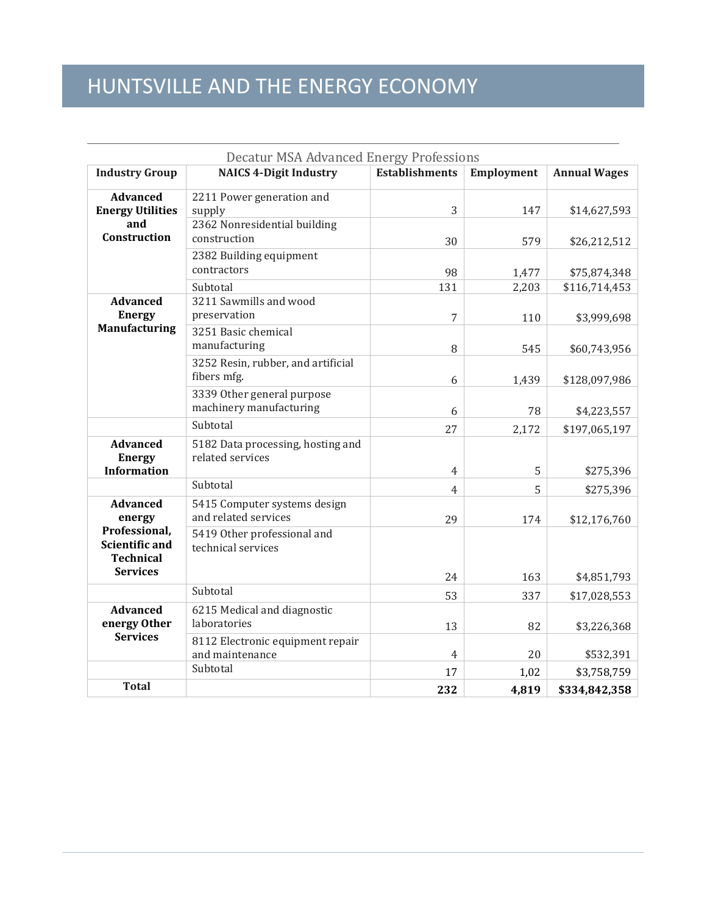# HUNTSVILLE AND THE ENERGY ECONOMY

Decatur MSA Advanced Energy Professions

| Industry Group | NAICS 4-Digit Industry | Establishments | Employment | Annual Wages |
|---|---|---|---|---|
| **Advanced Energy Utilities and Construction** | 2211 Power generation and supply | 3 | 147 | $14,627,593 |
| | 2362 Nonresidential building construction | 30 | 579 | $26,212,512 |
| | 2382 Building equipment contractors | 98 | 1,477 | $75,874,348 |
| | Subtotal | 131 | 2,203 | $116,714,453 |
| **Advanced Energy Manufacturing** | 3211 Sawmills and wood preservation | 7 | 110 | $3,999,698 |
| | 3251 Basic chemical manufacturing | 8 | 545 | $60,743,956 |
| | 3252 Resin, rubber, and artificial fibers mfg. | 6 | 1,439 | $128,097,986 |
| | 3339 Other general purpose machinery manufacturing | 6 | 78 | $4,223,557 |
| | Subtotal | 27 | 2,172 | $197,065,197 |
| **Advanced Energy Information** | 5182 Data processing, hosting and related services | 4 | 5 | $275,396 |
| | Subtotal | 4 | 5 | $275,396 |
| **Advanced energy Professional, Scientific and Technical Services** | 5415 Computer systems design and related services | 29 | 174 | $12,176,760 |
| | 5419 Other professional and technical services | 24 | 163 | $4,851,793 |
| | Subtotal | 53 | 337 | $17,028,553 |
| **Advanced energy Other Services** | 6215 Medical and diagnostic laboratories | 13 | 82 | $3,226,368 |
| | 8112 Electronic equipment repair and maintenance | 4 | 20 | $532,391 |
| | Subtotal | 17 | 1,02 | $3,758,759 |
| **Total** | | **232** | **4,819** | **$334,842,358** |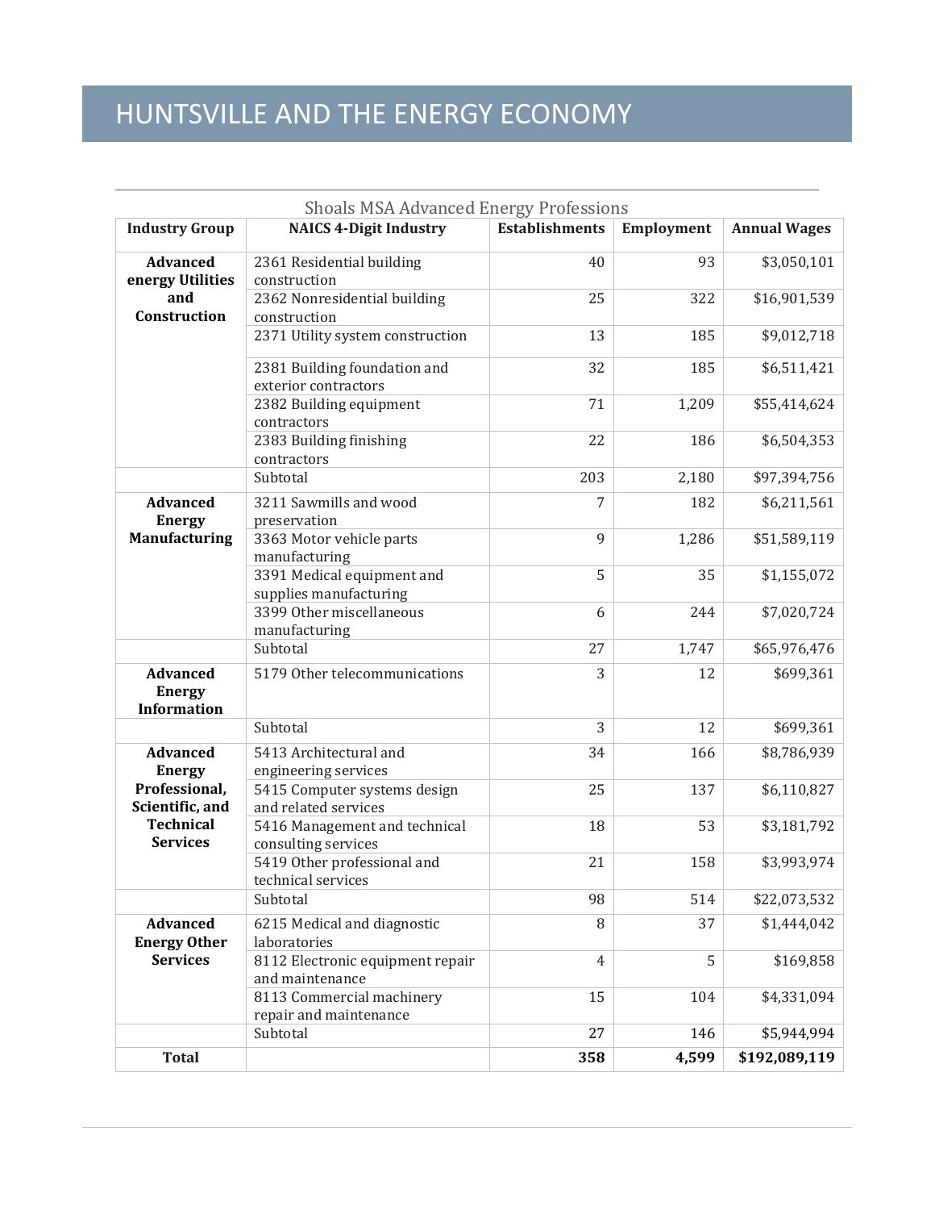# HUNTSVILLE AND THE ENERGY ECONOMY

Shoals MSA Advanced Energy Professions

| Industry Group | NAICS 4-Digit Industry | Establishments | Employment | Annual Wages |
|---|---|---|---|---|
| **Advanced energy Utilities and Construction** | 2361 Residential building construction | 40 | 93 | $3,050,101 |
| | 2362 Nonresidential building construction | 25 | 322 | $16,901,539 |
| | 2371 Utility system construction | 13 | 185 | $9,012,718 |
| | 2381 Building foundation and exterior contractors | 32 | 185 | $6,511,421 |
| | 2382 Building equipment contractors | 71 | 1,209 | $55,414,624 |
| | 2383 Building finishing contractors | 22 | 186 | $6,504,353 |
| | Subtotal | 203 | 2,180 | $97,394,756 |
| **Advanced Energy Manufacturing** | 3211 Sawmills and wood preservation | 7 | 182 | $6,211,561 |
| | 3363 Motor vehicle parts manufacturing | 9 | 1,286 | $51,589,119 |
| | 3391 Medical equipment and supplies manufacturing | 5 | 35 | $1,155,072 |
| | 3399 Other miscellaneous manufacturing | 6 | 244 | $7,020,724 |
| | Subtotal | 27 | 1,747 | $65,976,476 |
| **Advanced Energy Information** | 5179 Other telecommunications | 3 | 12 | $699,361 |
| | Subtotal | 3 | 12 | $699,361 |
| **Advanced Energy Professional, Scientific, and Technical Services** | 5413 Architectural and engineering services | 34 | 166 | $8,786,939 |
| | 5415 Computer systems design and related services | 25 | 137 | $6,110,827 |
| | 5416 Management and technical consulting services | 18 | 53 | $3,181,792 |
| | 5419 Other professional and technical services | 21 | 158 | $3,993,974 |
| | Subtotal | 98 | 514 | $22,073,532 |
| **Advanced Energy Other Services** | 6215 Medical and diagnostic laboratories | 8 | 37 | $1,444,042 |
| | 8112 Electronic equipment repair and maintenance | 4 | 5 | $169,858 |
| | 8113 Commercial machinery repair and maintenance | 15 | 104 | $4,331,094 |
| | Subtotal | 27 | 146 | $5,944,994 |
| **Total** | | **358** | **4,599** | **$192,089,119** |